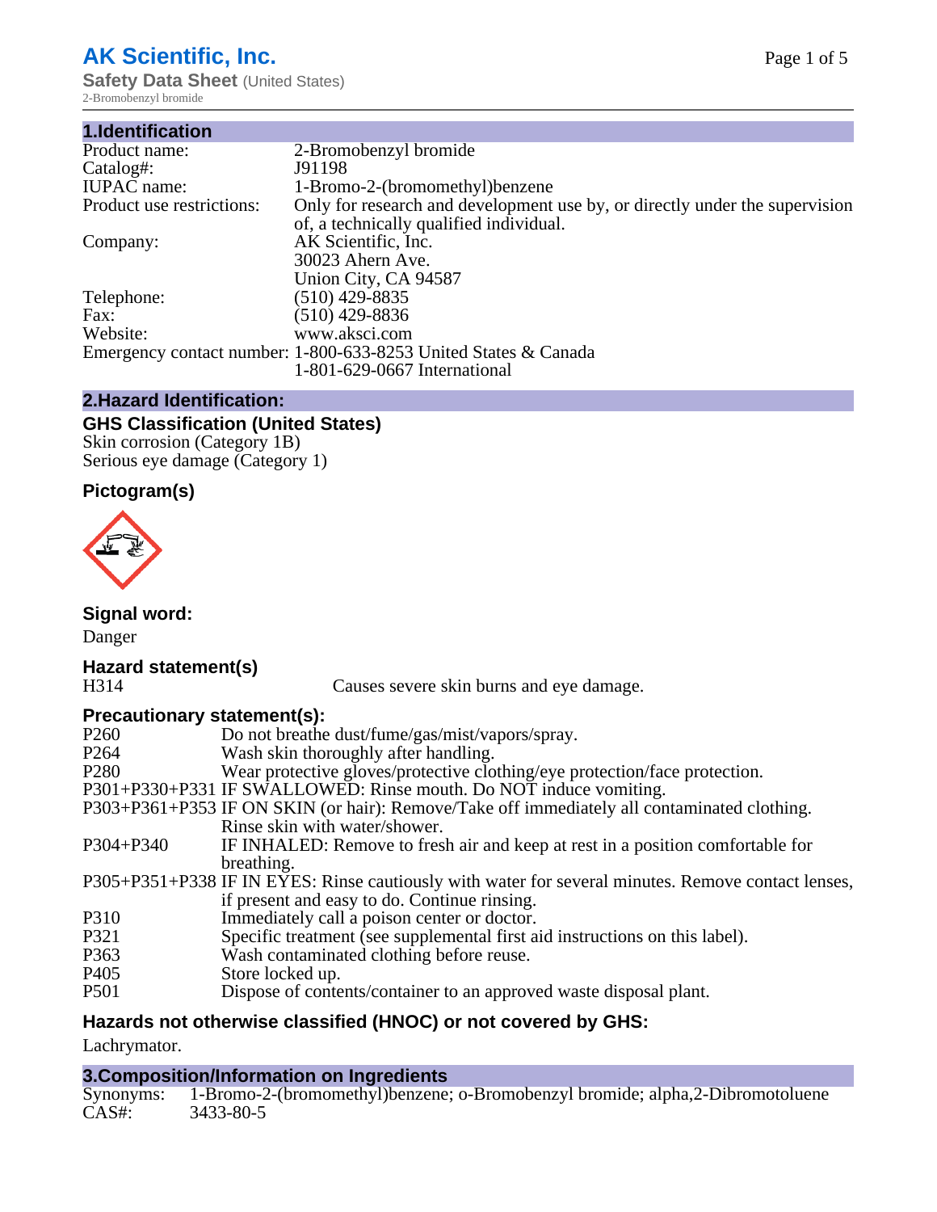**AK Scientific, Inc.**

**Safety Data Sheet** (United States)

2-Bromobenzyl bromide

## 1.Identification

| | |
|---|---|
| Product name: | 2-Bromobenzyl bromide |
| Catalog#: | J91198 |
| IUPAC name: | 1-Bromo-2-(bromomethyl)benzene |
| Product use restrictions: | Only for research and development use by, or directly under the supervision of, a technically qualified individual. |
| Company: | AK Scientific, Inc.<br>30023 Ahern Ave.<br>Union City, CA 94587 |
| Telephone: | (510) 429-8835 |
| Fax: | (510) 429-8836 |
| Website: | www.aksci.com |
| Emergency contact number: | 1-800-633-8253 United States & Canada<br>1-801-629-0667 International |

## 2.Hazard Identification:

### GHS Classification (United States)

Skin corrosion (Category 1B)
Serious eye damage (Category 1)

### Pictogram(s)

### Signal word:

Danger

### Hazard statement(s)

| | |
|---|---|
| H314 | Causes severe skin burns and eye damage. |

### Precautionary statement(s):

| | |
|---|---|
| P260 | Do not breathe dust/fume/gas/mist/vapors/spray. |
| P264 | Wash skin thoroughly after handling. |
| P280 | Wear protective gloves/protective clothing/eye protection/face protection. |
| P301+P330+P331 | IF SWALLOWED: Rinse mouth. Do NOT induce vomiting. |
| P303+P361+P353 | IF ON SKIN (or hair): Remove/Take off immediately all contaminated clothing. Rinse skin with water/shower. |
| P304+P340 | IF INHALED: Remove to fresh air and keep at rest in a position comfortable for breathing. |
| P305+P351+P338 | IF IN EYES: Rinse cautiously with water for several minutes. Remove contact lenses, if present and easy to do. Continue rinsing. |
| P310 | Immediately call a poison center or doctor. |
| P321 | Specific treatment (see supplemental first aid instructions on this label). |
| P363 | Wash contaminated clothing before reuse. |
| P405 | Store locked up. |
| P501 | Dispose of contents/container to an approved waste disposal plant. |

### Hazards not otherwise classified (HNOC) or not covered by GHS:

Lachrymator.

## 3.Composition/Information on Ingredients

| | |
|---|---|
| Synonyms: | 1-Bromo-2-(bromomethyl)benzene; o-Bromobenzyl bromide; alpha,2-Dibromotoluene |
| CAS#: | 3433-80-5 |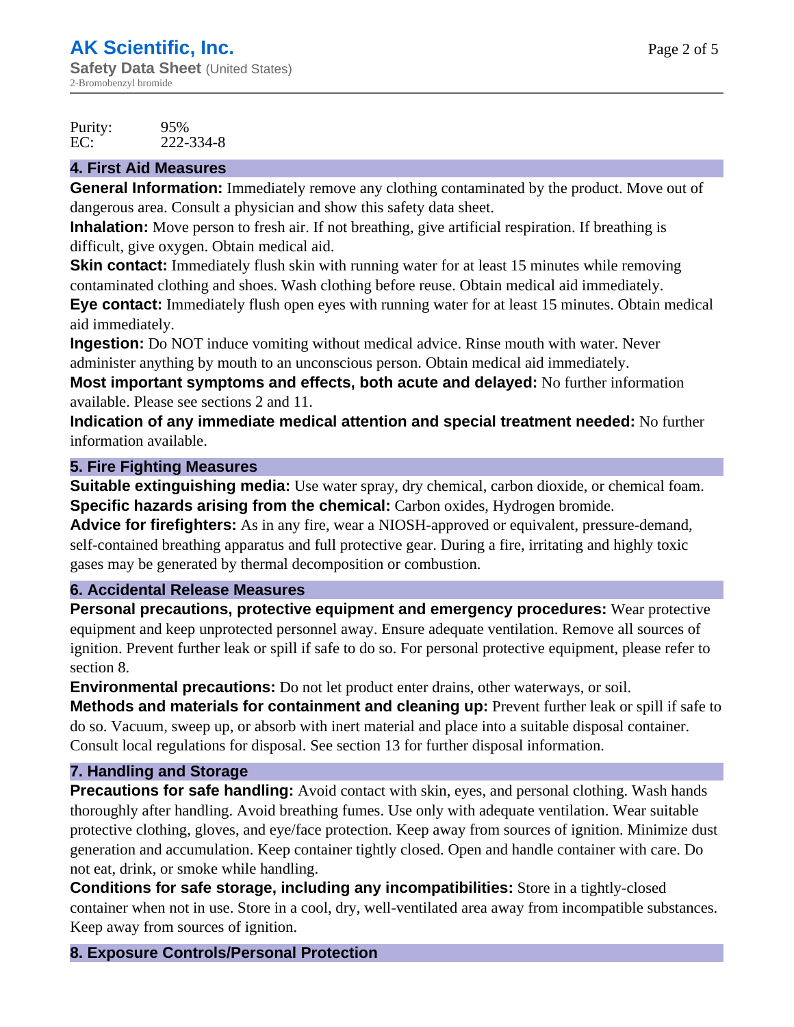Purity: 95%
EC: 222-334-8

## 4. First Aid Measures

**General Information:** Immediately remove any clothing contaminated by the product. Move out of dangerous area. Consult a physician and show this safety data sheet.

**Inhalation:** Move person to fresh air. If not breathing, give artificial respiration. If breathing is difficult, give oxygen. Obtain medical aid.

**Skin contact:** Immediately flush skin with running water for at least 15 minutes while removing contaminated clothing and shoes. Wash clothing before reuse. Obtain medical aid immediately.

**Eye contact:** Immediately flush open eyes with running water for at least 15 minutes. Obtain medical aid immediately.

**Ingestion:** Do NOT induce vomiting without medical advice. Rinse mouth with water. Never administer anything by mouth to an unconscious person. Obtain medical aid immediately.

**Most important symptoms and effects, both acute and delayed:** No further information available. Please see sections 2 and 11.

**Indication of any immediate medical attention and special treatment needed:** No further information available.

## 5. Fire Fighting Measures

**Suitable extinguishing media:** Use water spray, dry chemical, carbon dioxide, or chemical foam.

**Specific hazards arising from the chemical:** Carbon oxides, Hydrogen bromide.

**Advice for firefighters:** As in any fire, wear a NIOSH-approved or equivalent, pressure-demand, self-contained breathing apparatus and full protective gear. During a fire, irritating and highly toxic gases may be generated by thermal decomposition or combustion.

## 6. Accidental Release Measures

**Personal precautions, protective equipment and emergency procedures:** Wear protective equipment and keep unprotected personnel away. Ensure adequate ventilation. Remove all sources of ignition. Prevent further leak or spill if safe to do so. For personal protective equipment, please refer to section 8.

**Environmental precautions:** Do not let product enter drains, other waterways, or soil.

**Methods and materials for containment and cleaning up:** Prevent further leak or spill if safe to do so. Vacuum, sweep up, or absorb with inert material and place into a suitable disposal container. Consult local regulations for disposal. See section 13 for further disposal information.

## 7. Handling and Storage

**Precautions for safe handling:** Avoid contact with skin, eyes, and personal clothing. Wash hands thoroughly after handling. Avoid breathing fumes. Use only with adequate ventilation. Wear suitable protective clothing, gloves, and eye/face protection. Keep away from sources of ignition. Minimize dust generation and accumulation. Keep container tightly closed. Open and handle container with care. Do not eat, drink, or smoke while handling.

**Conditions for safe storage, including any incompatibilities:** Store in a tightly-closed container when not in use. Store in a cool, dry, well-ventilated area away from incompatible substances. Keep away from sources of ignition.

## 8. Exposure Controls/Personal Protection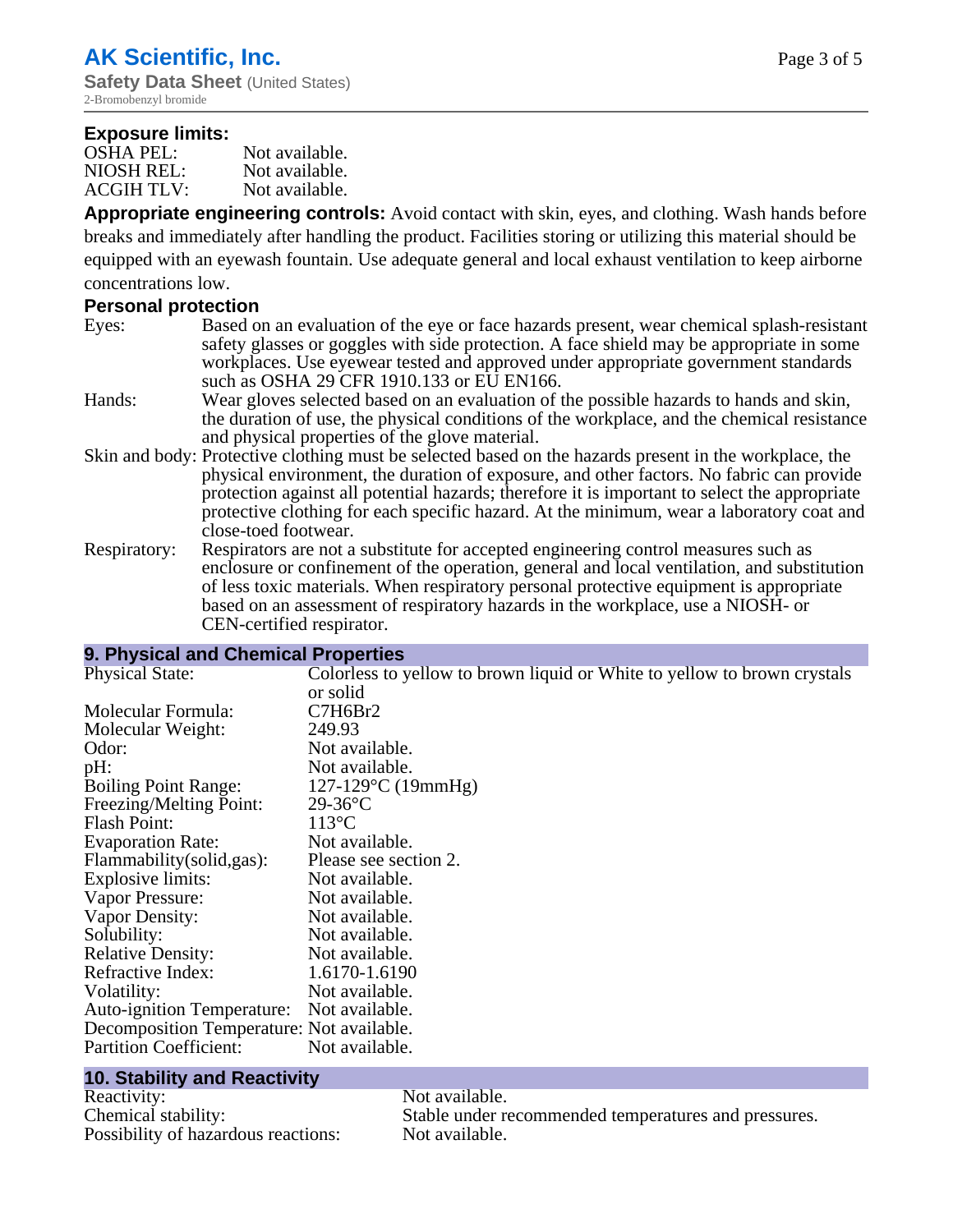**Exposure limits:**

| | |
|---|---|
| OSHA PEL: | Not available. |
| NIOSH REL: | Not available. |
| ACGIH TLV: | Not available. |

**Appropriate engineering controls:** Avoid contact with skin, eyes, and clothing. Wash hands before breaks and immediately after handling the product. Facilities storing or utilizing this material should be equipped with an eyewash fountain. Use adequate general and local exhaust ventilation to keep airborne concentrations low.

**Personal protection**

| | |
|---|---|
| Eyes: | Based on an evaluation of the eye or face hazards present, wear chemical splash-resistant safety glasses or goggles with side protection. A face shield may be appropriate in some workplaces. Use eyewear tested and approved under appropriate government standards such as OSHA 29 CFR 1910.133 or EU EN166. |
| Hands: | Wear gloves selected based on an evaluation of the possible hazards to hands and skin, the duration of use, the physical conditions of the workplace, and the chemical resistance and physical properties of the glove material. |
| Skin and body: | Protective clothing must be selected based on the hazards present in the workplace, the physical environment, the duration of exposure, and other factors. No fabric can provide protection against all potential hazards; therefore it is important to select the appropriate protective clothing for each specific hazard. At the minimum, wear a laboratory coat and close-toed footwear. |
| Respiratory: | Respirators are not a substitute for accepted engineering control measures such as enclosure or confinement of the operation, general and local ventilation, and substitution of less toxic materials. When respiratory personal protective equipment is appropriate based on an assessment of respiratory hazards in the workplace, use a NIOSH- or CEN-certified respirator. |

## 9. Physical and Chemical Properties

| | |
|---|---|
| Physical State: | Colorless to yellow to brown liquid or White to yellow to brown crystals or solid |
| Molecular Formula: | C7H6Br2 |
| Molecular Weight: | 249.93 |
| Odor: | Not available. |
| pH: | Not available. |
| Boiling Point Range: | 127-129°C (19mmHg) |
| Freezing/Melting Point: | 29-36°C |
| Flash Point: | 113°C |
| Evaporation Rate: | Not available. |
| Flammability(solid,gas): | Please see section 2. |
| Explosive limits: | Not available. |
| Vapor Pressure: | Not available. |
| Vapor Density: | Not available. |
| Solubility: | Not available. |
| Relative Density: | Not available. |
| Refractive Index: | 1.6170-1.6190 |
| Volatility: | Not available. |
| Auto-ignition Temperature: | Not available. |
| Decomposition Temperature: | Not available. |
| Partition Coefficient: | Not available. |

## 10. Stability and Reactivity

| | |
|---|---|
| Reactivity: | Not available. |
| Chemical stability: | Stable under recommended temperatures and pressures. |
| Possibility of hazardous reactions: | Not available. |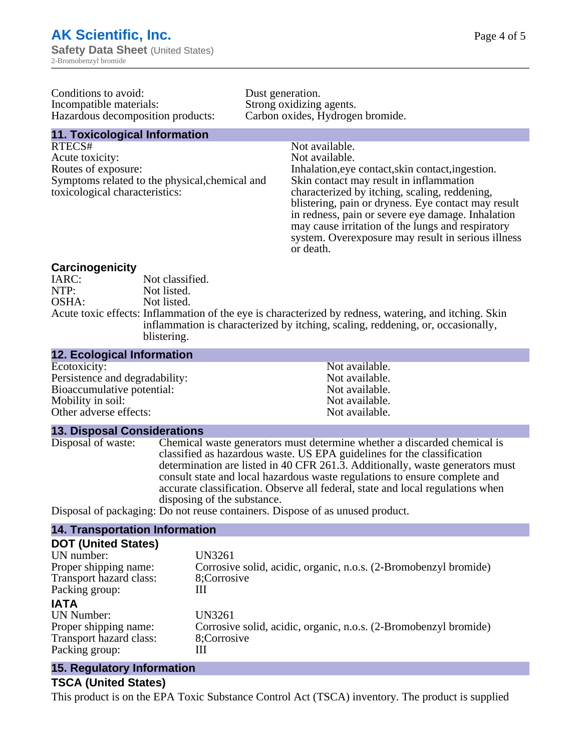Conditions to avoid: Dust generation.
Incompatible materials: Strong oxidizing agents.
Hazardous decomposition products: Carbon oxides, Hydrogen bromide.

## 11. Toxicological Information

RTECS#: Not available.
Acute toxicity: Not available.
Routes of exposure: Inhalation,eye contact,skin contact,ingestion.
Symptoms related to the physical,chemical and toxicological characteristics: Skin contact may result in inflammation characterized by itching, scaling, reddening, blistering, pain or dryness. Eye contact may result in redness, pain or severe eye damage. Inhalation may cause irritation of the lungs and respiratory system. Overexposure may result in serious illness or death.

### Carcinogenicity

IARC: Not classified.
NTP: Not listed.
OSHA: Not listed.
Acute toxic effects: Inflammation of the eye is characterized by redness, watering, and itching. Skin inflammation is characterized by itching, scaling, reddening, or, occasionally, blistering.

## 12. Ecological Information

Ecotoxicity: Not available.
Persistence and degradability: Not available.
Bioaccumulative potential: Not available.
Mobility in soil: Not available.
Other adverse effects: Not available.

## 13. Disposal Considerations

Disposal of waste: Chemical waste generators must determine whether a discarded chemical is classified as hazardous waste. US EPA guidelines for the classification determination are listed in 40 CFR 261.3. Additionally, waste generators must consult state and local hazardous waste regulations to ensure complete and accurate classification. Observe all federal, state and local regulations when disposing of the substance.
Disposal of packaging: Do not reuse containers. Dispose of as unused product.

## 14. Transportation Information

### DOT (United States)

UN number: UN3261
Proper shipping name: Corrosive solid, acidic, organic, n.o.s. (2-Bromobenzyl bromide)
Transport hazard class: 8;Corrosive
Packing group: III

### IATA

UN Number: UN3261
Proper shipping name: Corrosive solid, acidic, organic, n.o.s. (2-Bromobenzyl bromide)
Transport hazard class: 8;Corrosive
Packing group: III

## 15. Regulatory Information

### TSCA (United States)

This product is on the EPA Toxic Substance Control Act (TSCA) inventory. The product is supplied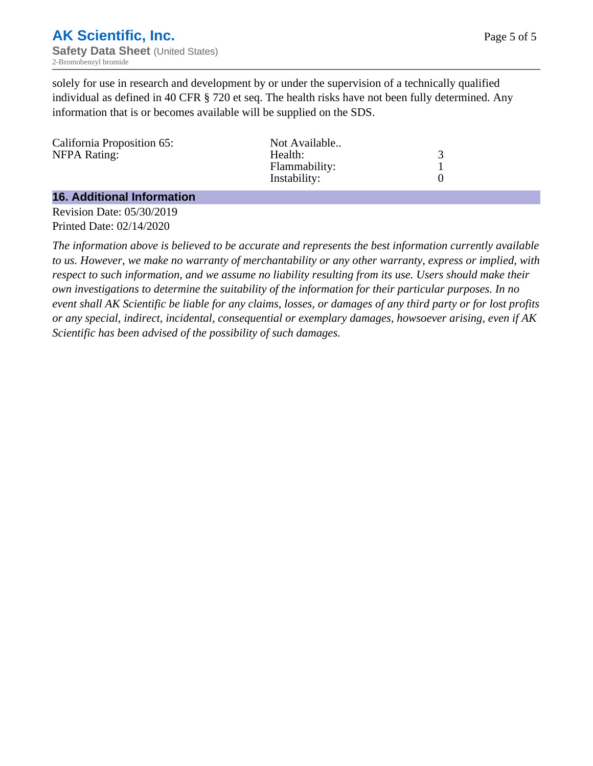solely for use in research and development by or under the supervision of a technically qualified individual as defined in 40 CFR § 720 et seq. The health risks have not been fully determined. Any information that is or becomes available will be supplied on the SDS.

| | | |
|---|---|---|
| California Proposition 65: | Not Available.. | |
| NFPA Rating: | Health: | 3 |
| | Flammability: | 1 |
| | Instability: | 0 |

## 16. Additional Information

Revision Date: 05/30/2019
Printed Date: 02/14/2020

*The information above is believed to be accurate and represents the best information currently available to us. However, we make no warranty of merchantability or any other warranty, express or implied, with respect to such information, and we assume no liability resulting from its use. Users should make their own investigations to determine the suitability of the information for their particular purposes. In no event shall AK Scientific be liable for any claims, losses, or damages of any third party or for lost profits or any special, indirect, incidental, consequential or exemplary damages, howsoever arising, even if AK Scientific has been advised of the possibility of such damages.*